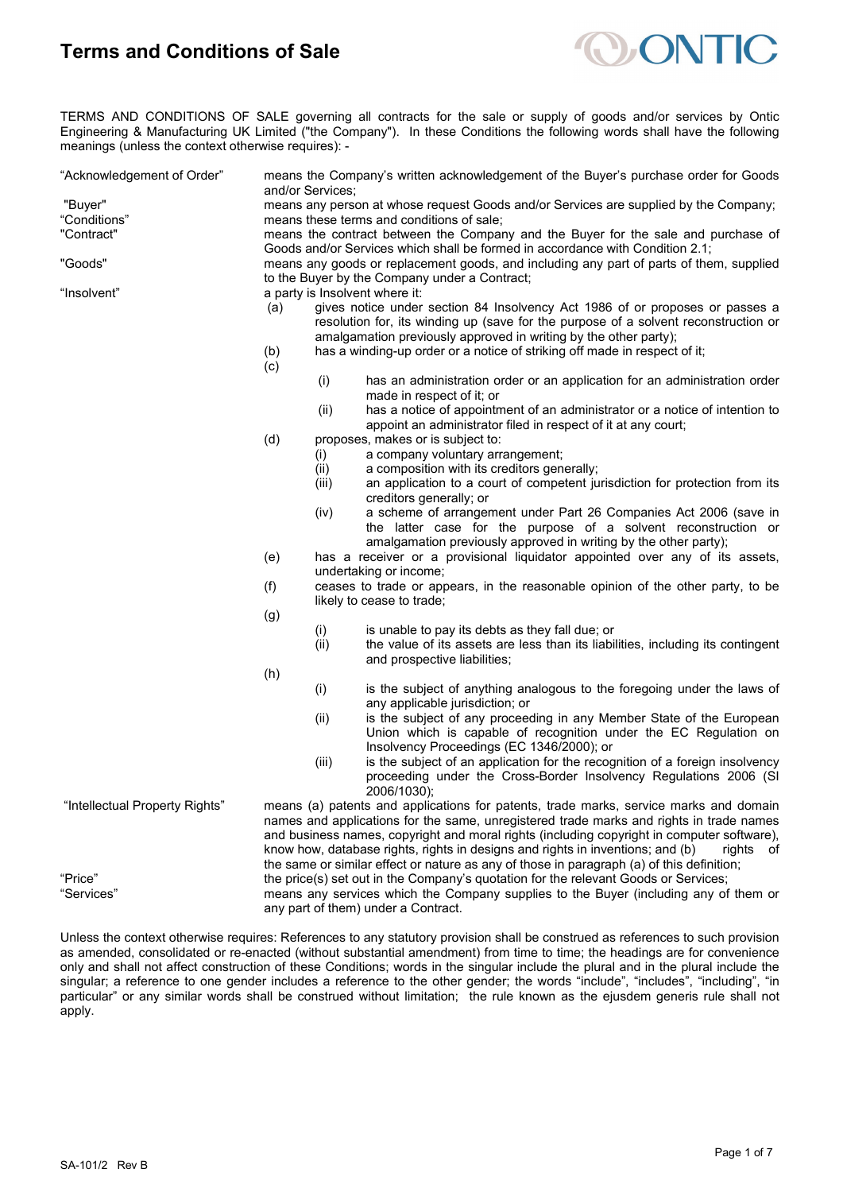# Terms and Conditions of Sale

TERMS AND CONDITIONS OF SALE governing all contracts for the sale or supply of goods and/or services by Ontic Engineering & Manufacturing UK Limited ("the Company"). In these Conditions the following words shall have the following meanings (unless the context otherwise requires): -

"Acknowledgement of Order" means the Company's written acknowledgement of the Buyer's purchase order for Goods and/or Services;

"Buyer" means any person at whose request Goods and/or Services are supplied by the Company;

"Conditions" means these terms and conditions of sale;

"Contract" means the contract between the Company and the Buyer for the sale and purchase of Goods and/or Services which shall be formed in accordance with Condition 2.1;

"Goods" means any goods or replacement goods, and including any part of parts of them, supplied to the Buyer by the Company under a Contract;

"Insolvent" a party is Insolvent where it:

- (a) gives notice under section 84 Insolvency Act 1986 of or proposes or passes a resolution for, its winding up (save for the purpose of a solvent reconstruction or amalgamation previously approved in writing by the other party);
- (b) has a winding-up order or a notice of striking off made in respect of it;
- (c)
  - (i) has an administration order or an application for an administration order made in respect of it; or
  - (ii) has a notice of appointment of an administrator or a notice of intention to appoint an administrator filed in respect of it at any court;
- (d) proposes, makes or is subject to:
  - (i) a company voluntary arrangement;
  - (ii) a composition with its creditors generally;
  - (iii) an application to a court of competent jurisdiction for protection from its creditors generally; or
  - (iv) a scheme of arrangement under Part 26 Companies Act 2006 (save in the latter case for the purpose of a solvent reconstruction or amalgamation previously approved in writing by the other party);
- (e) has a receiver or a provisional liquidator appointed over any of its assets, undertaking or income;
- (f) ceases to trade or appears, in the reasonable opinion of the other party, to be likely to cease to trade;
- (g)
  - (i) is unable to pay its debts as they fall due; or
  - (ii) the value of its assets are less than its liabilities, including its contingent and prospective liabilities;
- (h)
  - (i) is the subject of anything analogous to the foregoing under the laws of any applicable jurisdiction; or
  - (ii) is the subject of any proceeding in any Member State of the European Union which is capable of recognition under the EC Regulation on Insolvency Proceedings (EC 1346/2000); or
  - (iii) is the subject of an application for the recognition of a foreign insolvency proceeding under the Cross-Border Insolvency Regulations 2006 (SI 2006/1030);

"Intellectual Property Rights" means (a) patents and applications for patents, trade marks, service marks and domain names and applications for the same, unregistered trade marks and rights in trade names and business names, copyright and moral rights (including copyright in computer software), know how, database rights, rights in designs and rights in inventions; and (b) rights of the same or similar effect or nature as any of those in paragraph (a) of this definition;

"Price" the price(s) set out in the Company's quotation for the relevant Goods or Services;

"Services" means any services which the Company supplies to the Buyer (including any of them or any part of them) under a Contract.

Unless the context otherwise requires: References to any statutory provision shall be construed as references to such provision as amended, consolidated or re-enacted (without substantial amendment) from time to time; the headings are for convenience only and shall not affect construction of these Conditions; words in the singular include the plural and in the plural include the singular; a reference to one gender includes a reference to the other gender; the words "include", "includes", "including", "in particular" or any similar words shall be construed without limitation; the rule known as the ejusdem generis rule shall not apply.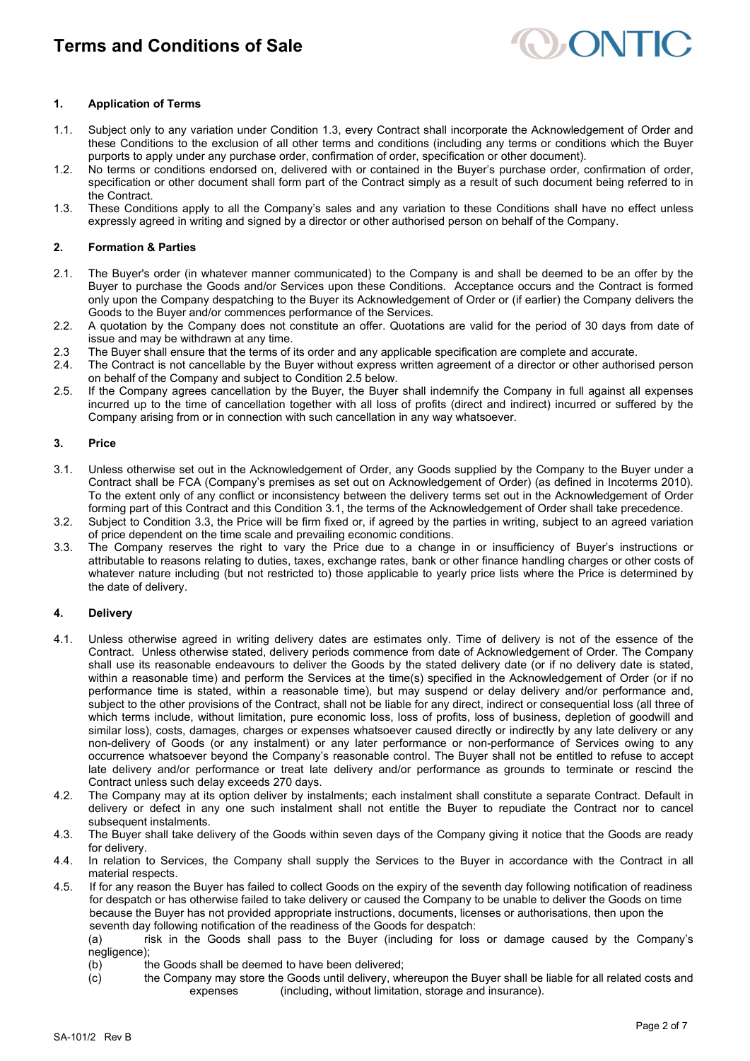# Terms and Conditions of Sale

## 1. Application of Terms

1.1. Subject only to any variation under Condition 1.3, every Contract shall incorporate the Acknowledgement of Order and these Conditions to the exclusion of all other terms and conditions (including any terms or conditions which the Buyer purports to apply under any purchase order, confirmation of order, specification or other document).

1.2. No terms or conditions endorsed on, delivered with or contained in the Buyer's purchase order, confirmation of order, specification or other document shall form part of the Contract simply as a result of such document being referred to in the Contract.

1.3. These Conditions apply to all the Company's sales and any variation to these Conditions shall have no effect unless expressly agreed in writing and signed by a director or other authorised person on behalf of the Company.

## 2. Formation & Parties

2.1. The Buyer's order (in whatever manner communicated) to the Company is and shall be deemed to be an offer by the Buyer to purchase the Goods and/or Services upon these Conditions. Acceptance occurs and the Contract is formed only upon the Company despatching to the Buyer its Acknowledgement of Order or (if earlier) the Company delivers the Goods to the Buyer and/or commences performance of the Services.

2.2. A quotation by the Company does not constitute an offer. Quotations are valid for the period of 30 days from date of issue and may be withdrawn at any time.

2.3 The Buyer shall ensure that the terms of its order and any applicable specification are complete and accurate.

2.4. The Contract is not cancellable by the Buyer without express written agreement of a director or other authorised person on behalf of the Company and subject to Condition 2.5 below.

2.5. If the Company agrees cancellation by the Buyer, the Buyer shall indemnify the Company in full against all expenses incurred up to the time of cancellation together with all loss of profits (direct and indirect) incurred or suffered by the Company arising from or in connection with such cancellation in any way whatsoever.

## 3. Price

3.1. Unless otherwise set out in the Acknowledgement of Order, any Goods supplied by the Company to the Buyer under a Contract shall be FCA (Company's premises as set out on Acknowledgement of Order) (as defined in Incoterms 2010). To the extent only of any conflict or inconsistency between the delivery terms set out in the Acknowledgement of Order forming part of this Contract and this Condition 3.1, the terms of the Acknowledgement of Order shall take precedence.

3.2. Subject to Condition 3.3, the Price will be firm fixed or, if agreed by the parties in writing, subject to an agreed variation of price dependent on the time scale and prevailing economic conditions.

3.3. The Company reserves the right to vary the Price due to a change in or insufficiency of Buyer's instructions or attributable to reasons relating to duties, taxes, exchange rates, bank or other finance handling charges or other costs of whatever nature including (but not restricted to) those applicable to yearly price lists where the Price is determined by the date of delivery.

## 4. Delivery

4.1. Unless otherwise agreed in writing delivery dates are estimates only. Time of delivery is not of the essence of the Contract. Unless otherwise stated, delivery periods commence from date of Acknowledgement of Order. The Company shall use its reasonable endeavours to deliver the Goods by the stated delivery date (or if no delivery date is stated, within a reasonable time) and perform the Services at the time(s) specified in the Acknowledgement of Order (or if no performance time is stated, within a reasonable time), but may suspend or delay delivery and/or performance and, subject to the other provisions of the Contract, shall not be liable for any direct, indirect or consequential loss (all three of which terms include, without limitation, pure economic loss, loss of profits, loss of business, depletion of goodwill and similar loss), costs, damages, charges or expenses whatsoever caused directly or indirectly by any late delivery or any non-delivery of Goods (or any instalment) or any later performance or non-performance of Services owing to any occurrence whatsoever beyond the Company's reasonable control. The Buyer shall not be entitled to refuse to accept late delivery and/or performance or treat late delivery and/or performance as grounds to terminate or rescind the Contract unless such delay exceeds 270 days.

4.2. The Company may at its option deliver by instalments; each instalment shall constitute a separate Contract. Default in delivery or defect in any one such instalment shall not entitle the Buyer to repudiate the Contract nor to cancel subsequent instalments.

4.3. The Buyer shall take delivery of the Goods within seven days of the Company giving it notice that the Goods are ready for delivery.

4.4. In relation to Services, the Company shall supply the Services to the Buyer in accordance with the Contract in all material respects.

4.5. If for any reason the Buyer has failed to collect Goods on the expiry of the seventh day following notification of readiness for despatch or has otherwise failed to take delivery or caused the Company to be unable to deliver the Goods on time because the Buyer has not provided appropriate instructions, documents, licenses or authorisations, then upon the seventh day following notification of the readiness of the Goods for despatch:

(a) risk in the Goods shall pass to the Buyer (including for loss or damage caused by the Company's negligence);

(b) the Goods shall be deemed to have been delivered;

(c) the Company may store the Goods until delivery, whereupon the Buyer shall be liable for all related costs and expenses (including, without limitation, storage and insurance).

SA-101/2 Rev B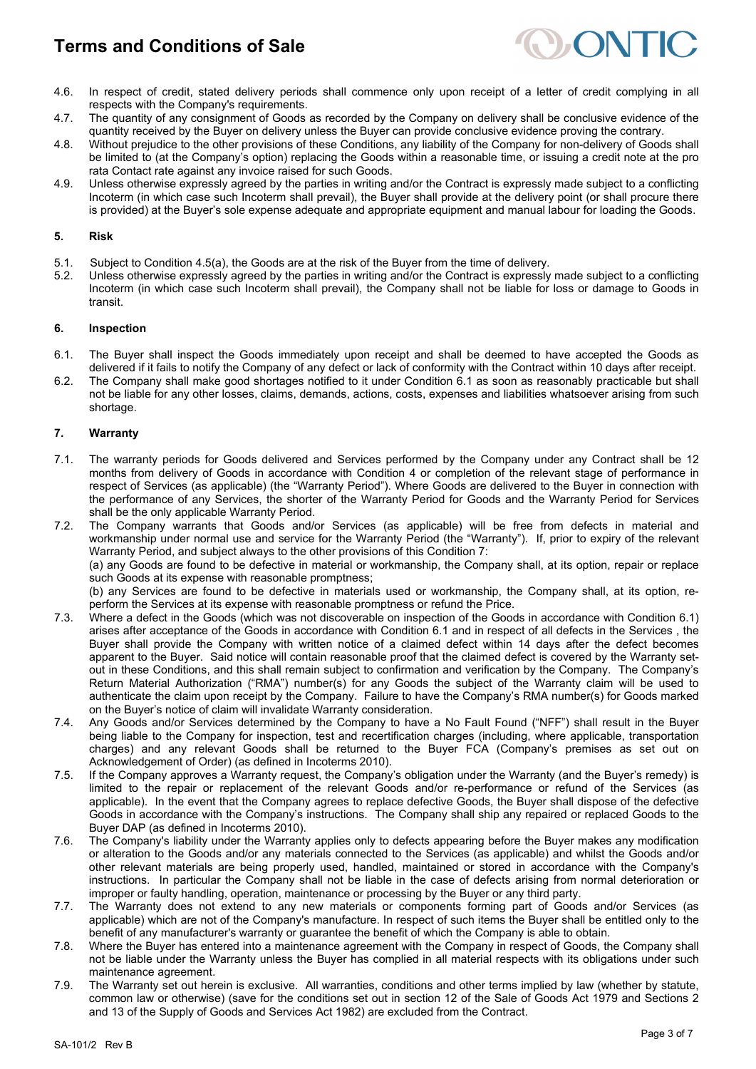4.6. In respect of credit, stated delivery periods shall commence only upon receipt of a letter of credit complying in all respects with the Company's requirements.

4.7. The quantity of any consignment of Goods as recorded by the Company on delivery shall be conclusive evidence of the quantity received by the Buyer on delivery unless the Buyer can provide conclusive evidence proving the contrary.

4.8. Without prejudice to the other provisions of these Conditions, any liability of the Company for non-delivery of Goods shall be limited to (at the Company's option) replacing the Goods within a reasonable time, or issuing a credit note at the pro rata Contact rate against any invoice raised for such Goods.

4.9. Unless otherwise expressly agreed by the parties in writing and/or the Contract is expressly made subject to a conflicting Incoterm (in which case such Incoterm shall prevail), the Buyer shall provide at the delivery point (or shall procure there is provided) at the Buyer's sole expense adequate and appropriate equipment and manual labour for loading the Goods.

### 5. Risk

5.1. Subject to Condition 4.5(a), the Goods are at the risk of the Buyer from the time of delivery.

5.2. Unless otherwise expressly agreed by the parties in writing and/or the Contract is expressly made subject to a conflicting Incoterm (in which case such Incoterm shall prevail), the Company shall not be liable for loss or damage to Goods in transit.

### 6. Inspection

6.1. The Buyer shall inspect the Goods immediately upon receipt and shall be deemed to have accepted the Goods as delivered if it fails to notify the Company of any defect or lack of conformity with the Contract within 10 days after receipt.

6.2. The Company shall make good shortages notified to it under Condition 6.1 as soon as reasonably practicable but shall not be liable for any other losses, claims, demands, actions, costs, expenses and liabilities whatsoever arising from such shortage.

### 7. Warranty

7.1. The warranty periods for Goods delivered and Services performed by the Company under any Contract shall be 12 months from delivery of Goods in accordance with Condition 4 or completion of the relevant stage of performance in respect of Services (as applicable) (the "Warranty Period"). Where Goods are delivered to the Buyer in connection with the performance of any Services, the shorter of the Warranty Period for Goods and the Warranty Period for Services shall be the only applicable Warranty Period.

7.2. The Company warrants that Goods and/or Services (as applicable) will be free from defects in material and workmanship under normal use and service for the Warranty Period (the "Warranty"). If, prior to expiry of the relevant Warranty Period, and subject always to the other provisions of this Condition 7:

(a) any Goods are found to be defective in material or workmanship, the Company shall, at its option, repair or replace such Goods at its expense with reasonable promptness;

(b) any Services are found to be defective in materials used or workmanship, the Company shall, at its option, re-perform the Services at its expense with reasonable promptness or refund the Price.

7.3. Where a defect in the Goods (which was not discoverable on inspection of the Goods in accordance with Condition 6.1) arises after acceptance of the Goods in accordance with Condition 6.1 and in respect of all defects in the Services , the Buyer shall provide the Company with written notice of a claimed defect within 14 days after the defect becomes apparent to the Buyer. Said notice will contain reasonable proof that the claimed defect is covered by the Warranty set-out in these Conditions, and this shall remain subject to confirmation and verification by the Company. The Company's Return Material Authorization ("RMA") number(s) for any Goods the subject of the Warranty claim will be used to authenticate the claim upon receipt by the Company. Failure to have the Company's RMA number(s) for Goods marked on the Buyer's notice of claim will invalidate Warranty consideration.

7.4. Any Goods and/or Services determined by the Company to have a No Fault Found ("NFF") shall result in the Buyer being liable to the Company for inspection, test and recertification charges (including, where applicable, transportation charges) and any relevant Goods shall be returned to the Buyer FCA (Company's premises as set out on Acknowledgement of Order) (as defined in Incoterms 2010).

7.5. If the Company approves a Warranty request, the Company's obligation under the Warranty (and the Buyer's remedy) is limited to the repair or replacement of the relevant Goods and/or re-performance or refund of the Services (as applicable). In the event that the Company agrees to replace defective Goods, the Buyer shall dispose of the defective Goods in accordance with the Company's instructions. The Company shall ship any repaired or replaced Goods to the Buyer DAP (as defined in Incoterms 2010).

7.6. The Company's liability under the Warranty applies only to defects appearing before the Buyer makes any modification or alteration to the Goods and/or any materials connected to the Services (as applicable) and whilst the Goods and/or other relevant materials are being properly used, handled, maintained or stored in accordance with the Company's instructions. In particular the Company shall not be liable in the case of defects arising from normal deterioration or improper or faulty handling, operation, maintenance or processing by the Buyer or any third party.

7.7. The Warranty does not extend to any new materials or components forming part of Goods and/or Services (as applicable) which are not of the Company's manufacture. In respect of such items the Buyer shall be entitled only to the benefit of any manufacturer's warranty or guarantee the benefit of which the Company is able to obtain.

7.8. Where the Buyer has entered into a maintenance agreement with the Company in respect of Goods, the Company shall not be liable under the Warranty unless the Buyer has complied in all material respects with its obligations under such maintenance agreement.

7.9. The Warranty set out herein is exclusive. All warranties, conditions and other terms implied by law (whether by statute, common law or otherwise) (save for the conditions set out in section 12 of the Sale of Goods Act 1979 and Sections 2 and 13 of the Supply of Goods and Services Act 1982) are excluded from the Contract.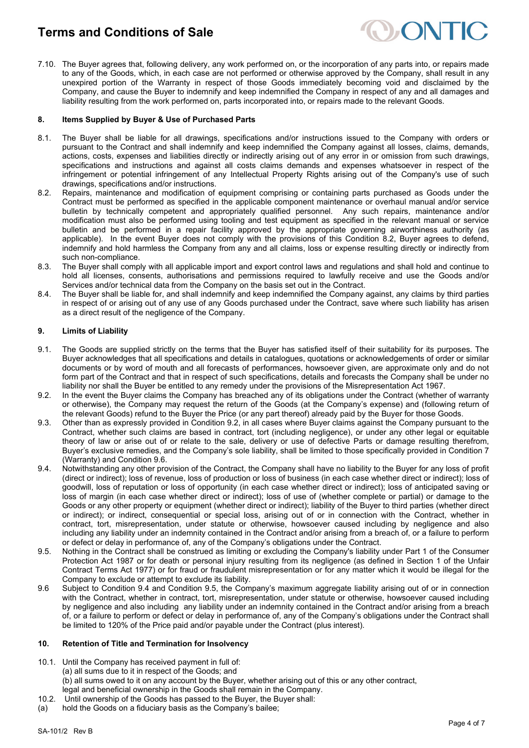7.10. The Buyer agrees that, following delivery, any work performed on, or the incorporation of any parts into, or repairs made to any of the Goods, which, in each case are not performed or otherwise approved by the Company, shall result in any unexpired portion of the Warranty in respect of those Goods immediately becoming void and disclaimed by the Company, and cause the Buyer to indemnify and keep indemnified the Company in respect of any and all damages and liability resulting from the work performed on, parts incorporated into, or repairs made to the relevant Goods.

## 8. Items Supplied by Buyer & Use of Purchased Parts

8.1. The Buyer shall be liable for all drawings, specifications and/or instructions issued to the Company with orders or pursuant to the Contract and shall indemnify and keep indemnified the Company against all losses, claims, demands, actions, costs, expenses and liabilities directly or indirectly arising out of any error in or omission from such drawings, specifications and instructions and against all costs claims demands and expenses whatsoever in respect of the infringement or potential infringement of any Intellectual Property Rights arising out of the Company's use of such drawings, specifications and/or instructions.

8.2. Repairs, maintenance and modification of equipment comprising or containing parts purchased as Goods under the Contract must be performed as specified in the applicable component maintenance or overhaul manual and/or service bulletin by technically competent and appropriately qualified personnel. Any such repairs, maintenance and/or modification must also be performed using tooling and test equipment as specified in the relevant manual or service bulletin and be performed in a repair facility approved by the appropriate governing airworthiness authority (as applicable). In the event Buyer does not comply with the provisions of this Condition 8.2, Buyer agrees to defend, indemnify and hold harmless the Company from any and all claims, loss or expense resulting directly or indirectly from such non-compliance.

8.3. The Buyer shall comply with all applicable import and export control laws and regulations and shall hold and continue to hold all licenses, consents, authorisations and permissions required to lawfully receive and use the Goods and/or Services and/or technical data from the Company on the basis set out in the Contract.

8.4. The Buyer shall be liable for, and shall indemnify and keep indemnified the Company against, any claims by third parties in respect of or arising out of any use of any Goods purchased under the Contract, save where such liability has arisen as a direct result of the negligence of the Company.

## 9. Limits of Liability

9.1. The Goods are supplied strictly on the terms that the Buyer has satisfied itself of their suitability for its purposes. The Buyer acknowledges that all specifications and details in catalogues, quotations or acknowledgements of order or similar documents or by word of mouth and all forecasts of performances, howsoever given, are approximate only and do not form part of the Contract and that in respect of such specifications, details and forecasts the Company shall be under no liability nor shall the Buyer be entitled to any remedy under the provisions of the Misrepresentation Act 1967.

9.2. In the event the Buyer claims the Company has breached any of its obligations under the Contract (whether of warranty or otherwise), the Company may request the return of the Goods (at the Company's expense) and (following return of the relevant Goods) refund to the Buyer the Price (or any part thereof) already paid by the Buyer for those Goods.

9.3. Other than as expressly provided in Condition 9.2, in all cases where Buyer claims against the Company pursuant to the Contract, whether such claims are based in contract, tort (including negligence), or under any other legal or equitable theory of law or arise out of or relate to the sale, delivery or use of defective Parts or damage resulting therefrom, Buyer's exclusive remedies, and the Company's sole liability, shall be limited to those specifically provided in Condition 7 (Warranty) and Condition 9.6.

9.4. Notwithstanding any other provision of the Contract, the Company shall have no liability to the Buyer for any loss of profit (direct or indirect); loss of revenue, loss of production or loss of business (in each case whether direct or indirect); loss of goodwill, loss of reputation or loss of opportunity (in each case whether direct or indirect); loss of anticipated saving or loss of margin (in each case whether direct or indirect); loss of use of (whether complete or partial) or damage to the Goods or any other property or equipment (whether direct or indirect); liability of the Buyer to third parties (whether direct or indirect); or indirect, consequential or special loss, arising out of or in connection with the Contract, whether in contract, tort, misrepresentation, under statute or otherwise, howsoever caused including by negligence and also including any liability under an indemnity contained in the Contract and/or arising from a breach of, or a failure to perform or defect or delay in performance of, any of the Company's obligations under the Contract.

9.5. Nothing in the Contract shall be construed as limiting or excluding the Company's liability under Part 1 of the Consumer Protection Act 1987 or for death or personal injury resulting from its negligence (as defined in Section 1 of the Unfair Contract Terms Act 1977) or for fraud or fraudulent misrepresentation or for any matter which it would be illegal for the Company to exclude or attempt to exclude its liability.

9.6 Subject to Condition 9.4 and Condition 9.5, the Company's maximum aggregate liability arising out of or in connection with the Contract, whether in contract, tort, misrepresentation, under statute or otherwise, howsoever caused including by negligence and also including any liability under an indemnity contained in the Contract and/or arising from a breach of, or a failure to perform or defect or delay in performance of, any of the Company's obligations under the Contract shall be limited to 120% of the Price paid and/or payable under the Contract (plus interest).

## 10. Retention of Title and Termination for Insolvency

10.1. Until the Company has received payment in full of:
(a) all sums due to it in respect of the Goods; and
(b) all sums owed to it on any account by the Buyer, whether arising out of this or any other contract,
legal and beneficial ownership in the Goods shall remain in the Company.

10.2. Until ownership of the Goods has passed to the Buyer, the Buyer shall:

(a) hold the Goods on a fiduciary basis as the Company's bailee;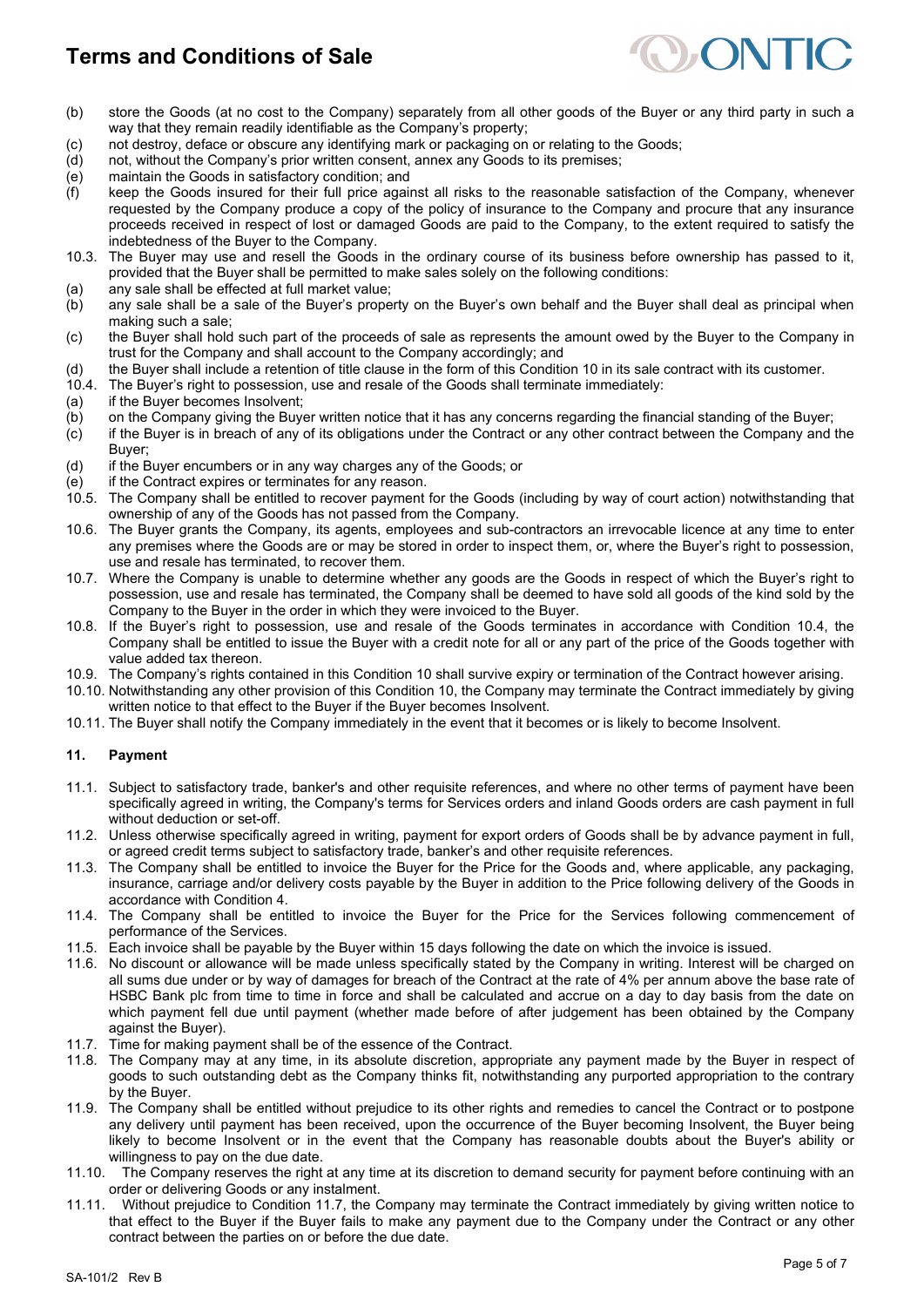(b) store the Goods (at no cost to the Company) separately from all other goods of the Buyer or any third party in such a way that they remain readily identifiable as the Company's property;
(c) not destroy, deface or obscure any identifying mark or packaging on or relating to the Goods;
(d) not, without the Company's prior written consent, annex any Goods to its premises;
(e) maintain the Goods in satisfactory condition; and
(f) keep the Goods insured for their full price against all risks to the reasonable satisfaction of the Company, whenever requested by the Company produce a copy of the policy of insurance to the Company and procure that any insurance proceeds received in respect of lost or damaged Goods are paid to the Company, to the extent required to satisfy the indebtedness of the Buyer to the Company.

10.3. The Buyer may use and resell the Goods in the ordinary course of its business before ownership has passed to it, provided that the Buyer shall be permitted to make sales solely on the following conditions:
(a) any sale shall be effected at full market value;
(b) any sale shall be a sale of the Buyer's property on the Buyer's own behalf and the Buyer shall deal as principal when making such a sale;
(c) the Buyer shall hold such part of the proceeds of sale as represents the amount owed by the Buyer to the Company in trust for the Company and shall account to the Company accordingly; and
(d) the Buyer shall include a retention of title clause in the form of this Condition 10 in its sale contract with its customer.

10.4. The Buyer's right to possession, use and resale of the Goods shall terminate immediately:
(a) if the Buyer becomes Insolvent;
(b) on the Company giving the Buyer written notice that it has any concerns regarding the financial standing of the Buyer;
(c) if the Buyer is in breach of any of its obligations under the Contract or any other contract between the Company and the Buyer;
(d) if the Buyer encumbers or in any way charges any of the Goods; or
(e) if the Contract expires or terminates for any reason.

10.5. The Company shall be entitled to recover payment for the Goods (including by way of court action) notwithstanding that ownership of any of the Goods has not passed from the Company.

10.6. The Buyer grants the Company, its agents, employees and sub-contractors an irrevocable licence at any time to enter any premises where the Goods are or may be stored in order to inspect them, or, where the Buyer's right to possession, use and resale has terminated, to recover them.

10.7. Where the Company is unable to determine whether any goods are the Goods in respect of which the Buyer's right to possession, use and resale has terminated, the Company shall be deemed to have sold all goods of the kind sold by the Company to the Buyer in the order in which they were invoiced to the Buyer.

10.8. If the Buyer's right to possession, use and resale of the Goods terminates in accordance with Condition 10.4, the Company shall be entitled to issue the Buyer with a credit note for all or any part of the price of the Goods together with value added tax thereon.

10.9. The Company's rights contained in this Condition 10 shall survive expiry or termination of the Contract however arising.

10.10. Notwithstanding any other provision of this Condition 10, the Company may terminate the Contract immediately by giving written notice to that effect to the Buyer if the Buyer becomes Insolvent.

10.11. The Buyer shall notify the Company immediately in the event that it becomes or is likely to become Insolvent.

## 11. Payment

11.1. Subject to satisfactory trade, banker's and other requisite references, and where no other terms of payment have been specifically agreed in writing, the Company's terms for Services orders and inland Goods orders are cash payment in full without deduction or set-off.

11.2. Unless otherwise specifically agreed in writing, payment for export orders of Goods shall be by advance payment in full, or agreed credit terms subject to satisfactory trade, banker's and other requisite references.

11.3. The Company shall be entitled to invoice the Buyer for the Price for the Goods and, where applicable, any packaging, insurance, carriage and/or delivery costs payable by the Buyer in addition to the Price following delivery of the Goods in accordance with Condition 4.

11.4. The Company shall be entitled to invoice the Buyer for the Price for the Services following commencement of performance of the Services.

11.5. Each invoice shall be payable by the Buyer within 15 days following the date on which the invoice is issued.

11.6. No discount or allowance will be made unless specifically stated by the Company in writing. Interest will be charged on all sums due under or by way of damages for breach of the Contract at the rate of 4% per annum above the base rate of HSBC Bank plc from time to time in force and shall be calculated and accrue on a day to day basis from the date on which payment fell due until payment (whether made before of after judgement has been obtained by the Company against the Buyer).

11.7. Time for making payment shall be of the essence of the Contract.

11.8. The Company may at any time, in its absolute discretion, appropriate any payment made by the Buyer in respect of goods to such outstanding debt as the Company thinks fit, notwithstanding any purported appropriation to the contrary by the Buyer.

11.9. The Company shall be entitled without prejudice to its other rights and remedies to cancel the Contract or to postpone any delivery until payment has been received, upon the occurrence of the Buyer becoming Insolvent, the Buyer being likely to become Insolvent or in the event that the Company has reasonable doubts about the Buyer's ability or willingness to pay on the due date.

11.10. The Company reserves the right at any time at its discretion to demand security for payment before continuing with an order or delivering Goods or any instalment.

11.11. Without prejudice to Condition 11.7, the Company may terminate the Contract immediately by giving written notice to that effect to the Buyer if the Buyer fails to make any payment due to the Company under the Contract or any other contract between the parties on or before the due date.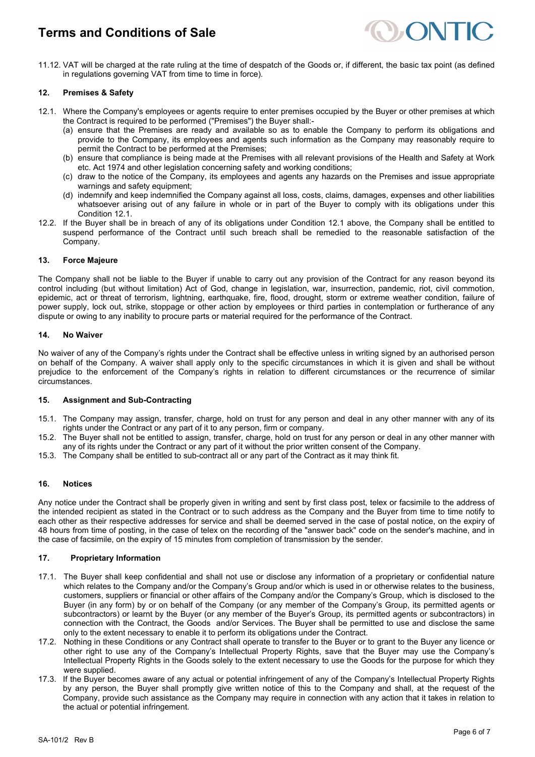11.12. VAT will be charged at the rate ruling at the time of despatch of the Goods or, if different, the basic tax point (as defined in regulations governing VAT from time to time in force).

### 12. Premises & Safety

12.1. Where the Company's employees or agents require to enter premises occupied by the Buyer or other premises at which the Contract is required to be performed ("Premises") the Buyer shall:-

(a) ensure that the Premises are ready and available so as to enable the Company to perform its obligations and provide to the Company, its employees and agents such information as the Company may reasonably require to permit the Contract to be performed at the Premises;

(b) ensure that compliance is being made at the Premises with all relevant provisions of the Health and Safety at Work etc. Act 1974 and other legislation concerning safety and working conditions;

(c) draw to the notice of the Company, its employees and agents any hazards on the Premises and issue appropriate warnings and safety equipment;

(d) indemnify and keep indemnified the Company against all loss, costs, claims, damages, expenses and other liabilities whatsoever arising out of any failure in whole or in part of the Buyer to comply with its obligations under this Condition 12.1.

12.2. If the Buyer shall be in breach of any of its obligations under Condition 12.1 above, the Company shall be entitled to suspend performance of the Contract until such breach shall be remedied to the reasonable satisfaction of the Company.

### 13. Force Majeure

The Company shall not be liable to the Buyer if unable to carry out any provision of the Contract for any reason beyond its control including (but without limitation) Act of God, change in legislation, war, insurrection, pandemic, riot, civil commotion, epidemic, act or threat of terrorism, lightning, earthquake, fire, flood, drought, storm or extreme weather condition, failure of power supply, lock out, strike, stoppage or other action by employees or third parties in contemplation or furtherance of any dispute or owing to any inability to procure parts or material required for the performance of the Contract.

### 14. No Waiver

No waiver of any of the Company's rights under the Contract shall be effective unless in writing signed by an authorised person on behalf of the Company. A waiver shall apply only to the specific circumstances in which it is given and shall be without prejudice to the enforcement of the Company's rights in relation to different circumstances or the recurrence of similar circumstances.

### 15. Assignment and Sub-Contracting

15.1. The Company may assign, transfer, charge, hold on trust for any person and deal in any other manner with any of its rights under the Contract or any part of it to any person, firm or company.

15.2. The Buyer shall not be entitled to assign, transfer, charge, hold on trust for any person or deal in any other manner with any of its rights under the Contract or any part of it without the prior written consent of the Company.

15.3. The Company shall be entitled to sub-contract all or any part of the Contract as it may think fit.

### 16. Notices

Any notice under the Contract shall be properly given in writing and sent by first class post, telex or facsimile to the address of the intended recipient as stated in the Contract or to such address as the Company and the Buyer from time to time notify to each other as their respective addresses for service and shall be deemed served in the case of postal notice, on the expiry of 48 hours from time of posting, in the case of telex on the recording of the "answer back" code on the sender's machine, and in the case of facsimile, on the expiry of 15 minutes from completion of transmission by the sender.

### 17. Proprietary Information

17.1. The Buyer shall keep confidential and shall not use or disclose any information of a proprietary or confidential nature which relates to the Company and/or the Company's Group and/or which is used in or otherwise relates to the business, customers, suppliers or financial or other affairs of the Company and/or the Company's Group, which is disclosed to the Buyer (in any form) by or on behalf of the Company (or any member of the Company's Group, its permitted agents or subcontractors) or learnt by the Buyer (or any member of the Buyer's Group, its permitted agents or subcontractors) in connection with the Contract, the Goods and/or Services. The Buyer shall be permitted to use and disclose the same only to the extent necessary to enable it to perform its obligations under the Contract.

17.2. Nothing in these Conditions or any Contract shall operate to transfer to the Buyer or to grant to the Buyer any licence or other right to use any of the Company's Intellectual Property Rights, save that the Buyer may use the Company's Intellectual Property Rights in the Goods solely to the extent necessary to use the Goods for the purpose for which they were supplied.

17.3. If the Buyer becomes aware of any actual or potential infringement of any of the Company's Intellectual Property Rights by any person, the Buyer shall promptly give written notice of this to the Company and shall, at the request of the Company, provide such assistance as the Company may require in connection with any action that it takes in relation to the actual or potential infringement.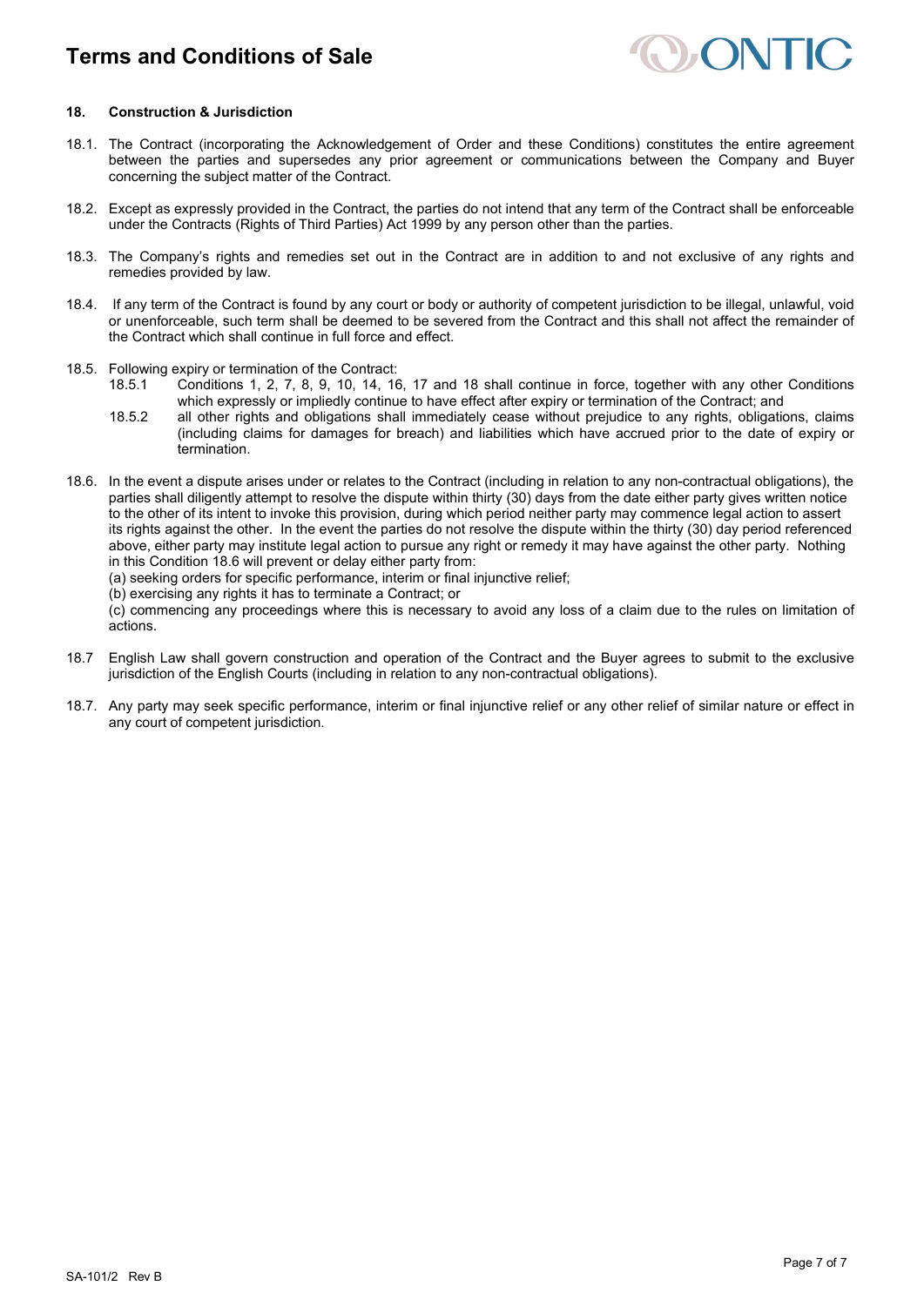### 18. Construction & Jurisdiction

18.1. The Contract (incorporating the Acknowledgement of Order and these Conditions) constitutes the entire agreement between the parties and supersedes any prior agreement or communications between the Company and Buyer concerning the subject matter of the Contract.

18.2. Except as expressly provided in the Contract, the parties do not intend that any term of the Contract shall be enforceable under the Contracts (Rights of Third Parties) Act 1999 by any person other than the parties.

18.3. The Company's rights and remedies set out in the Contract are in addition to and not exclusive of any rights and remedies provided by law.

18.4. If any term of the Contract is found by any court or body or authority of competent jurisdiction to be illegal, unlawful, void or unenforceable, such term shall be deemed to be severed from the Contract and this shall not affect the remainder of the Contract which shall continue in full force and effect.

18.5. Following expiry or termination of the Contract:

18.5.1 Conditions 1, 2, 7, 8, 9, 10, 14, 16, 17 and 18 shall continue in force, together with any other Conditions which expressly or impliedly continue to have effect after expiry or termination of the Contract; and

18.5.2 all other rights and obligations shall immediately cease without prejudice to any rights, obligations, claims (including claims for damages for breach) and liabilities which have accrued prior to the date of expiry or termination.

18.6. In the event a dispute arises under or relates to the Contract (including in relation to any non-contractual obligations), the parties shall diligently attempt to resolve the dispute within thirty (30) days from the date either party gives written notice to the other of its intent to invoke this provision, during which period neither party may commence legal action to assert its rights against the other. In the event the parties do not resolve the dispute within the thirty (30) day period referenced above, either party may institute legal action to pursue any right or remedy it may have against the other party. Nothing in this Condition 18.6 will prevent or delay either party from:

(a) seeking orders for specific performance, interim or final injunctive relief;

(b) exercising any rights it has to terminate a Contract; or

(c) commencing any proceedings where this is necessary to avoid any loss of a claim due to the rules on limitation of actions.

18.7 English Law shall govern construction and operation of the Contract and the Buyer agrees to submit to the exclusive jurisdiction of the English Courts (including in relation to any non-contractual obligations).

18.7. Any party may seek specific performance, interim or final injunctive relief or any other relief of similar nature or effect in any court of competent jurisdiction.

SA-101/2 Rev B